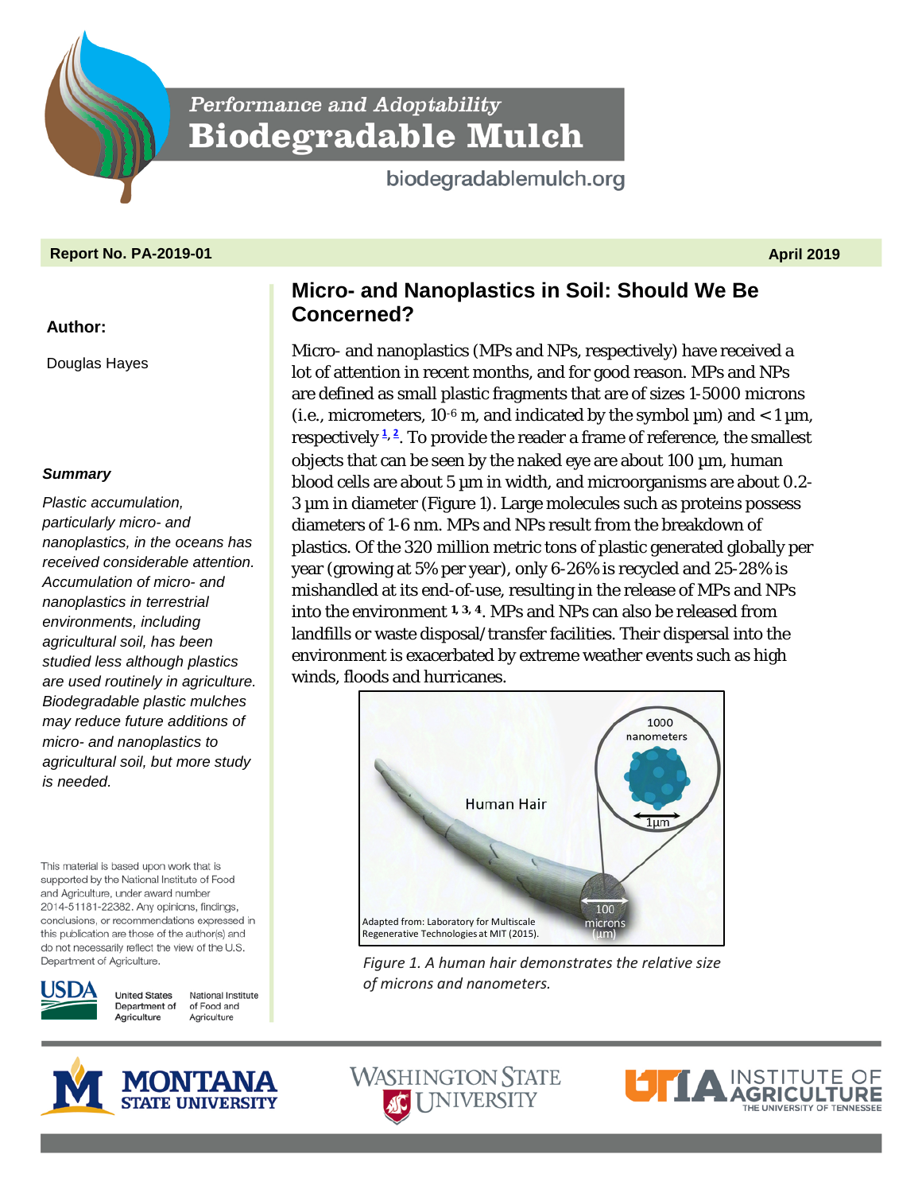Performance and Adoptability

# Biodegradable Mulch

biodegradablemulch.org

**Report No. PA-2019-01** **April 2019**

**Author:**

Douglas Hayes

***Summary***

*Plastic accumulation, particularly micro- and nanoplastics, in the oceans has received considerable attention. Accumulation of micro- and nanoplastics in terrestrial environments, including agricultural soil, has been studied less although plastics are used routinely in agriculture. Biodegradable plastic mulches may reduce future additions of micro- and nanoplastics to agricultural soil, but more study is needed.*

This material is based upon work that is supported by the National Institute of Food and Agriculture, under award number 2014-51181-22382. Any opinions, findings, conclusions, or recommendations expressed in this publication are those of the author(s) and do not necessarily reflect the view of the U.S. Department of Agriculture.

## Micro- and Nanoplastics in Soil: Should We Be Concerned?

Micro- and nanoplastics (MPs and NPs, respectively) have received a lot of attention in recent months, and for good reason. MPs and NPs are defined as small plastic fragments that are of sizes 1-5000 microns (i.e., micrometers, $10^{-6}$ m, and indicated by the symbol µm) and < 1 µm, respectively [1, 2]. To provide the reader a frame of reference, the smallest objects that can be seen by the naked eye are about 100 µm, human blood cells are about 5 µm in width, and microorganisms are about 0.2-3 µm in diameter (Figure 1). Large molecules such as proteins possess diameters of 1-6 nm. MPs and NPs result from the breakdown of plastics. Of the 320 million metric tons of plastic generated globally per year (growing at 5% per year), only 6-26% is recycled and 25-28% is mishandled at its end-of-use, resulting in the release of MPs and NPs into the environment [1, 3, 4]. MPs and NPs can also be released from landfills or waste disposal/transfer facilities. Their dispersal into the environment is exacerbated by extreme weather events such as high winds, floods and hurricanes.

*Figure 1. A human hair demonstrates the relative size of microns and nanometers.*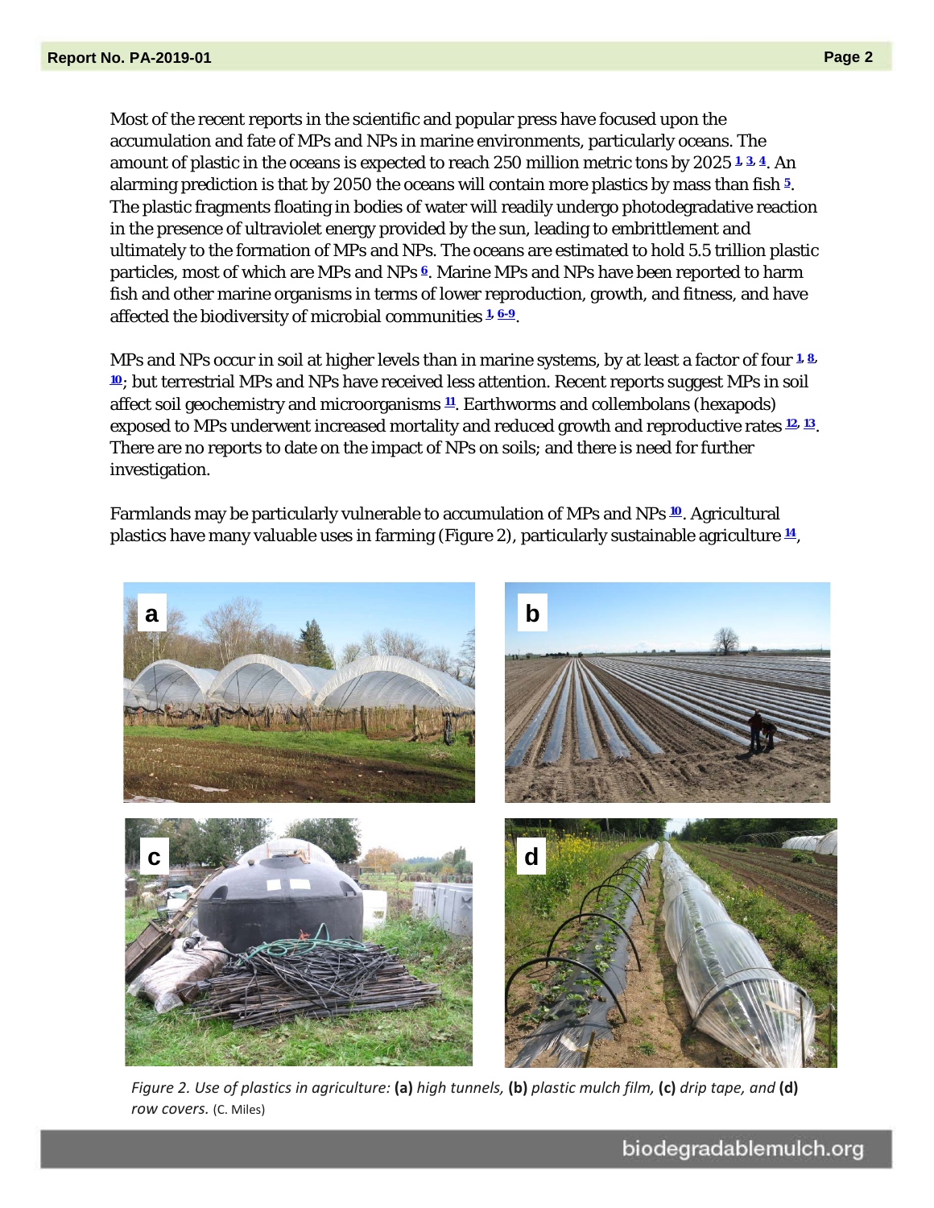Most of the recent reports in the scientific and popular press have focused upon the accumulation and fate of MPs and NPs in marine environments, particularly oceans. The amount of plastic in the oceans is expected to reach 250 million metric tons by 2025 [1, 3, 4]. An alarming prediction is that by 2050 the oceans will contain more plastics by mass than fish [5]. The plastic fragments floating in bodies of water will readily undergo photodegradative reaction in the presence of ultraviolet energy provided by the sun, leading to embrittlement and ultimately to the formation of MPs and NPs. The oceans are estimated to hold 5.5 trillion plastic particles, most of which are MPs and NPs [6]. Marine MPs and NPs have been reported to harm fish and other marine organisms in terms of lower reproduction, growth, and fitness, and have affected the biodiversity of microbial communities [1, 6-9].

MPs and NPs occur in soil at higher levels than in marine systems, by at least a factor of four [1, 8, 10]; but terrestrial MPs and NPs have received less attention. Recent reports suggest MPs in soil affect soil geochemistry and microorganisms [11]. Earthworms and collembolans (hexapods) exposed to MPs underwent increased mortality and reduced growth and reproductive rates [12, 13]. There are no reports to date on the impact of NPs on soils; and there is need for further investigation.

Farmlands may be particularly vulnerable to accumulation of MPs and NPs [10]. Agricultural plastics have many valuable uses in farming (Figure 2), particularly sustainable agriculture [14],

*Figure 2. Use of plastics in agriculture:* **(a)** *high tunnels,* **(b)** *plastic mulch film,* **(c)** *drip tape, and* **(d)** *row covers.* (C. Miles)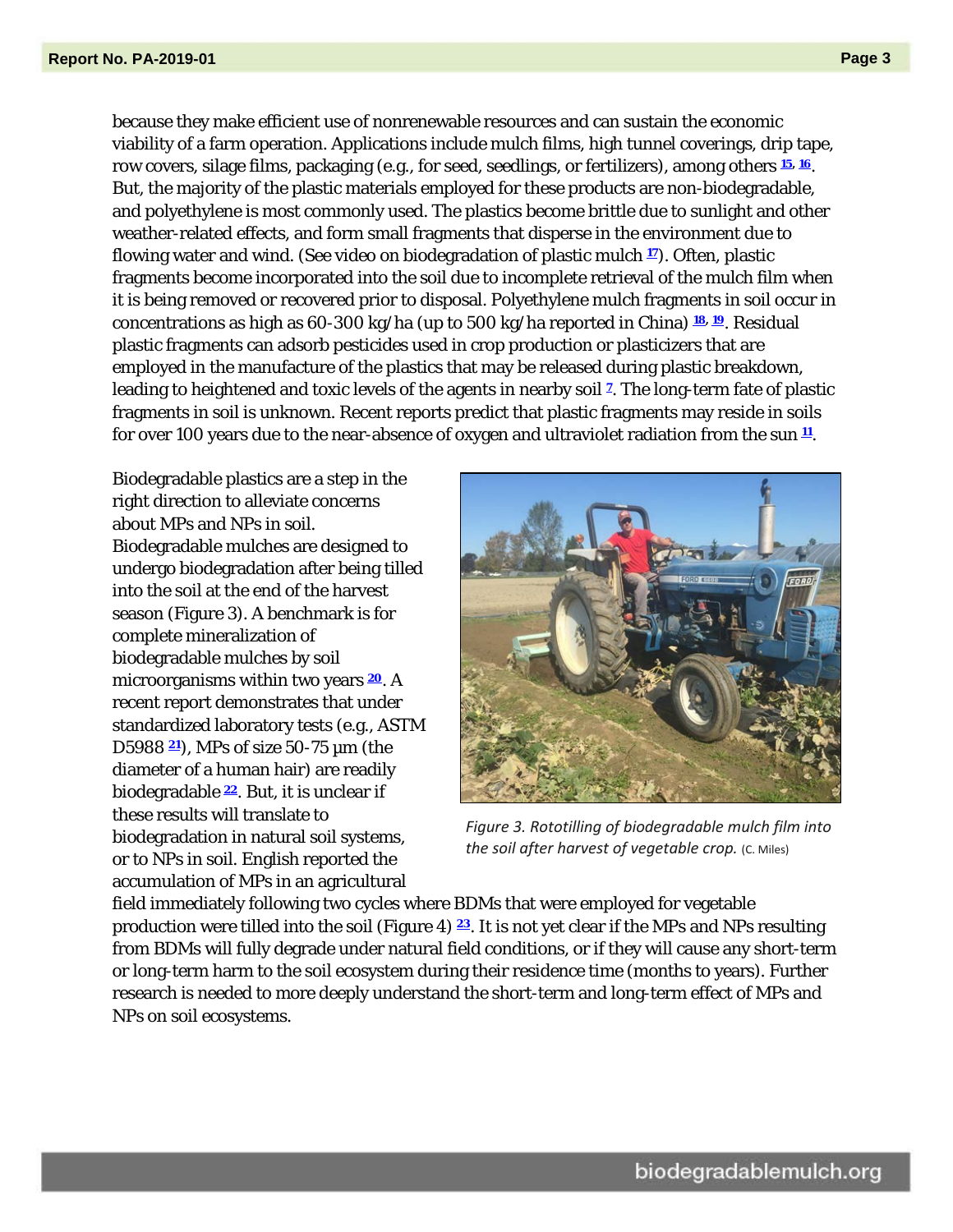because they make efficient use of nonrenewable resources and can sustain the economic viability of a farm operation. Applications include mulch films, high tunnel coverings, drip tape, row covers, silage films, packaging (e.g., for seed, seedlings, or fertilizers), among others [15, 16]. But, the majority of the plastic materials employed for these products are non-biodegradable, and polyethylene is most commonly used. The plastics become brittle due to sunlight and other weather-related effects, and form small fragments that disperse in the environment due to flowing water and wind. (See video on biodegradation of plastic mulch [17]). Often, plastic fragments become incorporated into the soil due to incomplete retrieval of the mulch film when it is being removed or recovered prior to disposal. Polyethylene mulch fragments in soil occur in concentrations as high as 60-300 kg/ha (up to 500 kg/ha reported in China) [18, 19]. Residual plastic fragments can adsorb pesticides used in crop production or plasticizers that are employed in the manufacture of the plastics that may be released during plastic breakdown, leading to heightened and toxic levels of the agents in nearby soil [7]. The long-term fate of plastic fragments in soil is unknown. Recent reports predict that plastic fragments may reside in soils for over 100 years due to the near-absence of oxygen and ultraviolet radiation from the sun [11].

Biodegradable plastics are a step in the right direction to alleviate concerns about MPs and NPs in soil. Biodegradable mulches are designed to undergo biodegradation after being tilled into the soil at the end of the harvest season (Figure 3). A benchmark is for complete mineralization of biodegradable mulches by soil microorganisms within two years [20]. A recent report demonstrates that under standardized laboratory tests (e.g., ASTM D5988 [21]), MPs of size 50-75 µm (the diameter of a human hair) are readily biodegradable [22]. But, it is unclear if these results will translate to biodegradation in natural soil systems, or to NPs in soil. English reported the accumulation of MPs in an agricultural field immediately following two cycles where BDMs that were employed for vegetable production were tilled into the soil (Figure 4) [23]. It is not yet clear if the MPs and NPs resulting from BDMs will fully degrade under natural field conditions, or if they will cause any short-term or long-term harm to the soil ecosystem during their residence time (months to years). Further research is needed to more deeply understand the short-term and long-term effect of MPs and NPs on soil ecosystems.

*Figure 3. Rototilling of biodegradable mulch film into the soil after harvest of vegetable crop.* (C. Miles)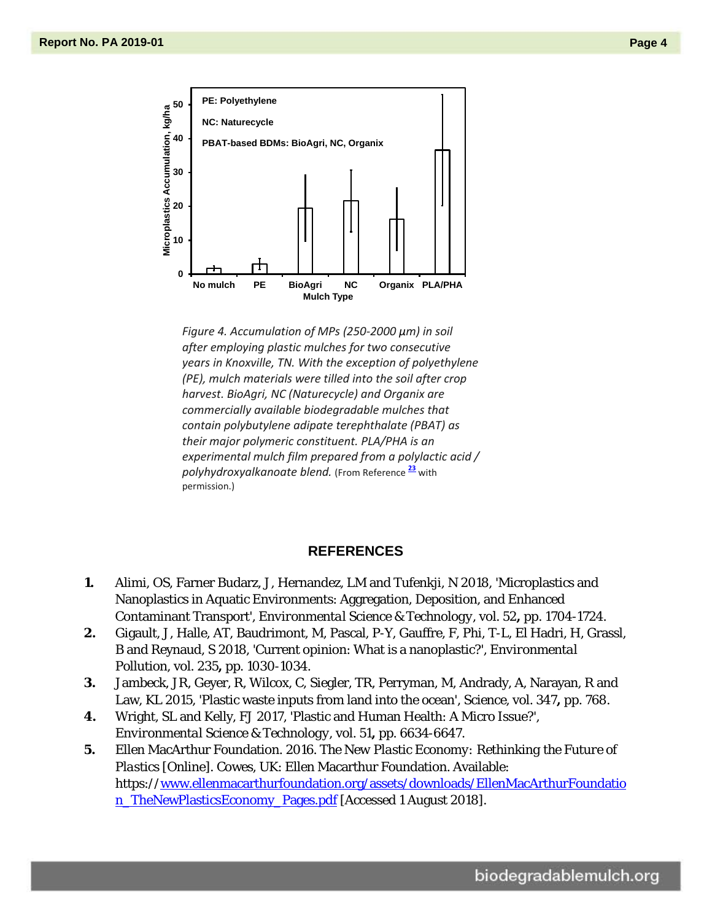*Figure 4. Accumulation of MPs (250-2000 μm) in soil after employing plastic mulches for two consecutive years in Knoxville, TN. With the exception of polyethylene (PE), mulch materials were tilled into the soil after crop harvest. BioAgri, NC (Naturecycle) and Organix are commercially available biodegradable mulches that contain polybutylene adipate terephthalate (PBAT) as their major polymeric constituent. PLA/PHA is an experimental mulch film prepared from a polylactic acid / polyhydroxyalkanoate blend.* (From Reference [23] with permission.)

## REFERENCES

1. Alimi, OS, Farner Budarz, J, Hernandez, LM and Tufenkji, N 2018, 'Microplastics and Nanoplastics in Aquatic Environments: Aggregation, Deposition, and Enhanced Contaminant Transport', *Environmental Science & Technology*, vol. 52, pp. 1704-1724.
2. Gigault, J, Halle, AT, Baudrimont, M, Pascal, P-Y, Gauffre, F, Phi, T-L, El Hadri, H, Grassl, B and Reynaud, S 2018, 'Current opinion: What is a nanoplastic?', *Environmental Pollution*, vol. 235, pp. 1030-1034.
3. Jambeck, JR, Geyer, R, Wilcox, C, Siegler, TR, Perryman, M, Andrady, A, Narayan, R and Law, KL 2015, 'Plastic waste inputs from land into the ocean', *Science*, vol. 347, pp. 768.
4. Wright, SL and Kelly, FJ 2017, 'Plastic and Human Health: A Micro Issue?', *Environmental Science & Technology*, vol. 51, pp. 6634-6647.
5. Ellen MacArthur Foundation. 2016. *The New Plastic Economy: Rethinking the Future of Plastics* [Online]. Cowes, UK: Ellen Macarthur Foundation. Available: https://www.ellenmacarthurfoundation.org/assets/downloads/EllenMacArthurFoundation_TheNewPlasticsEconomy_Pages.pdf [Accessed 1 August 2018].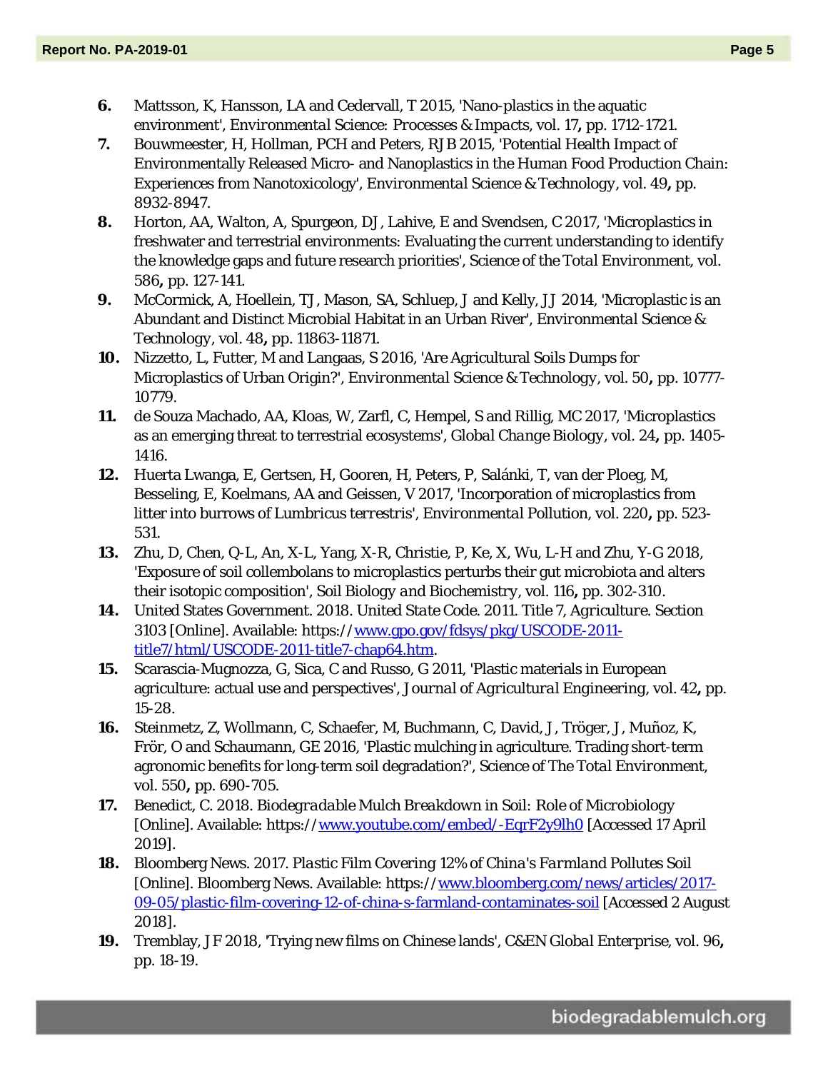6. Mattsson, K, Hansson, LA and Cedervall, T 2015, 'Nano-plastics in the aquatic environment', *Environmental Science: Processes & Impacts*, vol. 17**,** pp. 1712-1721.
7. Bouwmeester, H, Hollman, PCH and Peters, RJB 2015, 'Potential Health Impact of Environmentally Released Micro- and Nanoplastics in the Human Food Production Chain: Experiences from Nanotoxicology', *Environmental Science & Technology*, vol. 49**,** pp. 8932-8947.
8. Horton, AA, Walton, A, Spurgeon, DJ, Lahive, E and Svendsen, C 2017, 'Microplastics in freshwater and terrestrial environments: Evaluating the current understanding to identify the knowledge gaps and future research priorities', *Science of the Total Environment*, vol. 586**,** pp. 127-141.
9. McCormick, A, Hoellein, TJ, Mason, SA, Schluep, J and Kelly, JJ 2014, 'Microplastic is an Abundant and Distinct Microbial Habitat in an Urban River', *Environmental Science & Technology*, vol. 48**,** pp. 11863-11871.
10. Nizzetto, L, Futter, M and Langaas, S 2016, 'Are Agricultural Soils Dumps for Microplastics of Urban Origin?', *Environmental Science & Technology*, vol. 50**,** pp. 10777-10779.
11. de Souza Machado, AA, Kloas, W, Zarfl, C, Hempel, S and Rillig, MC 2017, 'Microplastics as an emerging threat to terrestrial ecosystems', *Global Change Biology*, vol. 24**,** pp. 1405-1416.
12. Huerta Lwanga, E, Gertsen, H, Gooren, H, Peters, P, Salánki, T, van der Ploeg, M, Besseling, E, Koelmans, AA and Geissen, V 2017, 'Incorporation of microplastics from litter into burrows of Lumbricus terrestris', *Environmental Pollution*, vol. 220**,** pp. 523-531.
13. Zhu, D, Chen, Q-L, An, X-L, Yang, X-R, Christie, P, Ke, X, Wu, L-H and Zhu, Y-G 2018, 'Exposure of soil collembolans to microplastics perturbs their gut microbiota and alters their isotopic composition', *Soil Biology and Biochemistry*, vol. 116**,** pp. 302-310.
14. United States Government. 2018. *United State Code. 2011. Title 7, Agriculture. Section 3103* [Online]. Available: https://www.gpo.gov/fdsys/pkg/USCODE-2011-title7/html/USCODE-2011-title7-chap64.htm.
15. Scarascia-Mugnozza, G, Sica, C and Russo, G 2011, 'Plastic materials in European agriculture: actual use and perspectives', *Journal of Agricultural Engineering*, vol. 42**,** pp. 15-28.
16. Steinmetz, Z, Wollmann, C, Schaefer, M, Buchmann, C, David, J, Tröger, J, Muñoz, K, Frör, O and Schaumann, GE 2016, 'Plastic mulching in agriculture. Trading short-term agronomic benefits for long-term soil degradation?', *Science of The Total Environment*, vol. 550**,** pp. 690-705.
17. Benedict, C. 2018. *Biodegradable Mulch Breakdown in Soil: Role of Microbiology* [Online]. Available: https://www.youtube.com/embed/-EqrF2y9lh0 [Accessed 17 April 2019].
18. Bloomberg News. 2017. *Plastic Film Covering 12% of China's Farmland Pollutes Soil* [Online]. Bloomberg News. Available: https://www.bloomberg.com/news/articles/2017-09-05/plastic-film-covering-12-of-china-s-farmland-contaminates-soil [Accessed 2 August 2018].
19. Tremblay, JF 2018, 'Trying new films on Chinese lands', *C&EN Global Enterprise*, vol. 96**,** pp. 18-19.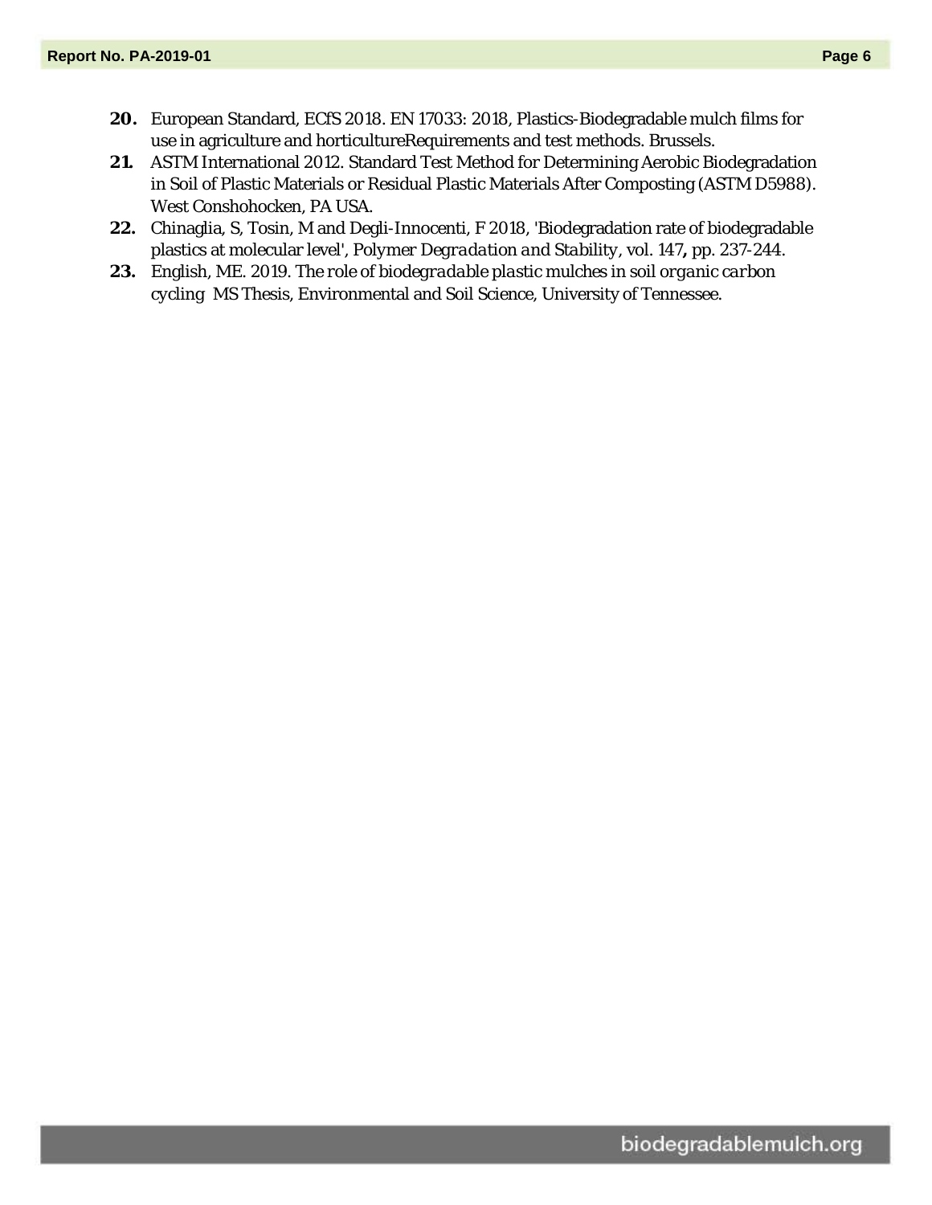20. European Standard, ECfS 2018. EN 17033: 2018, Plastics-Biodegradable mulch films for use in agriculture and horticultureRequirements and test methods. Brussels.
21. ASTM International 2012. Standard Test Method for Determining Aerobic Biodegradation in Soil of Plastic Materials or Residual Plastic Materials After Composting (ASTM D5988). West Conshohocken, PA USA.
22. Chinaglia, S, Tosin, M and Degli-Innocenti, F 2018, 'Biodegradation rate of biodegradable plastics at molecular level', *Polymer Degradation and Stability*, vol. 147**,** pp. 237-244.
23. English, ME. 2019. *The role of biodegradable plastic mulches in soil organic carbon cycling* MS Thesis, Environmental and Soil Science, University of Tennessee.